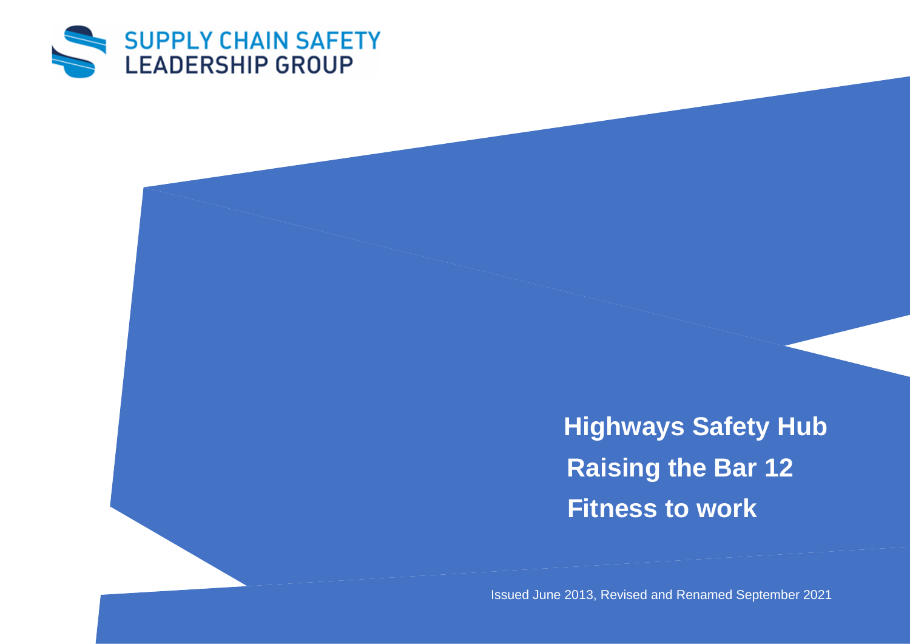SUPPLY CHAIN SAFETY LEADERSHIP GROUP

# Highways Safety Hub

# Raising the Bar 12

# Fitness to work

Issued June 2013, Revised and Renamed September 2021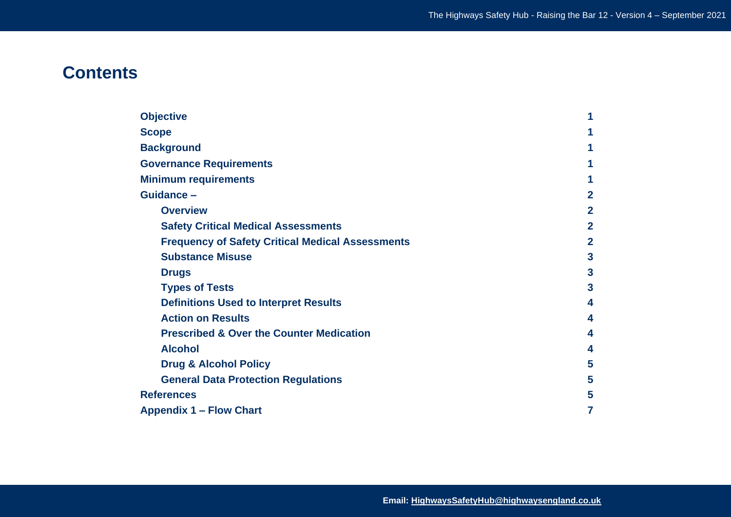# Contents

| | |
|---|---|
| **Objective** | **1** |
| **Scope** | **1** |
| **Background** | **1** |
| **Governance Requirements** | **1** |
| **Minimum requirements** | **1** |
| **Guidance –** | **2** |
| &nbsp;&nbsp;&nbsp;&nbsp;**Overview** | **2** |
| &nbsp;&nbsp;&nbsp;&nbsp;**Safety Critical Medical Assessments** | **2** |
| &nbsp;&nbsp;&nbsp;&nbsp;**Frequency of Safety Critical Medical Assessments** | **2** |
| &nbsp;&nbsp;&nbsp;&nbsp;**Substance Misuse** | **3** |
| &nbsp;&nbsp;&nbsp;&nbsp;**Drugs** | **3** |
| &nbsp;&nbsp;&nbsp;&nbsp;**Types of Tests** | **3** |
| &nbsp;&nbsp;&nbsp;&nbsp;**Definitions Used to Interpret Results** | **4** |
| &nbsp;&nbsp;&nbsp;&nbsp;**Action on Results** | **4** |
| &nbsp;&nbsp;&nbsp;&nbsp;**Prescribed & Over the Counter Medication** | **4** |
| &nbsp;&nbsp;&nbsp;&nbsp;**Alcohol** | **4** |
| &nbsp;&nbsp;&nbsp;&nbsp;**Drug & Alcohol Policy** | **5** |
| &nbsp;&nbsp;&nbsp;&nbsp;**General Data Protection Regulations** | **5** |
| **References** | **5** |
| **Appendix 1 – Flow Chart** | **7** |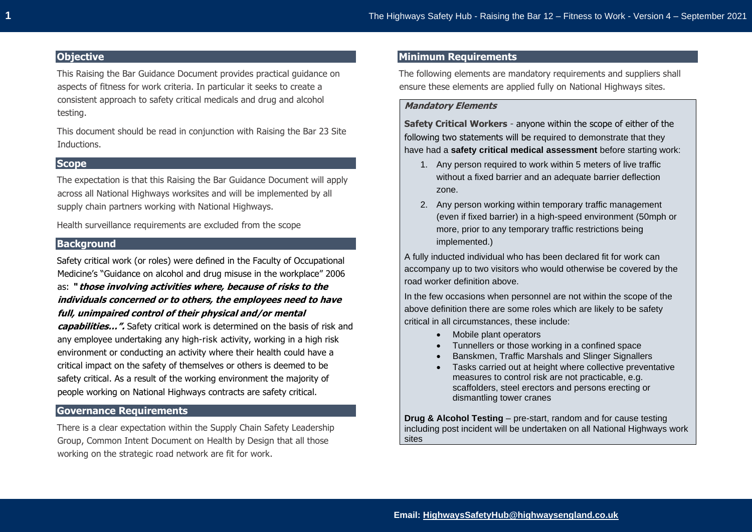## Objective

This Raising the Bar Guidance Document provides practical guidance on aspects of fitness for work criteria. In particular it seeks to create a consistent approach to safety critical medicals and drug and alcohol testing.

This document should be read in conjunction with Raising the Bar 23 Site Inductions.

## Scope

The expectation is that this Raising the Bar Guidance Document will apply across all National Highways worksites and will be implemented by all supply chain partners working with National Highways.

Health surveillance requirements are excluded from the scope

## Background

Safety critical work (or roles) were defined in the Faculty of Occupational Medicine's "Guidance on alcohol and drug misuse in the workplace" 2006 as: ***" those involving activities where, because of risks to the individuals concerned or to others, the employees need to have full, unimpaired control of their physical and/or mental capabilities…".*** Safety critical work is determined on the basis of risk and any employee undertaking any high-risk activity, working in a high risk environment or conducting an activity where their health could have a critical impact on the safety of themselves or others is deemed to be safety critical. As a result of the working environment the majority of people working on National Highways contracts are safety critical.

## Governance Requirements

There is a clear expectation within the Supply Chain Safety Leadership Group, Common Intent Document on Health by Design that all those working on the strategic road network are fit for work.

## Minimum Requirements

The following elements are mandatory requirements and suppliers shall ensure these elements are applied fully on National Highways sites.

***Mandatory Elements***

**Safety Critical Workers** - anyone within the scope of either of the following two statements will be required to demonstrate that they have had a **safety critical medical assessment** before starting work:

1. Any person required to work within 5 meters of live traffic without a fixed barrier and an adequate barrier deflection zone.
2. Any person working within temporary traffic management (even if fixed barrier) in a high-speed environment (50mph or more, prior to any temporary traffic restrictions being implemented.)

A fully inducted individual who has been declared fit for work can accompany up to two visitors who would otherwise be covered by the road worker definition above.

In the few occasions when personnel are not within the scope of the above definition there are some roles which are likely to be safety critical in all circumstances, these include:

- Mobile plant operators
- Tunnellers or those working in a confined space
- Banskmen, Traffic Marshals and Slinger Signallers
- Tasks carried out at height where collective preventative measures to control risk are not practicable, e.g. scaffolders, steel erectors and persons erecting or dismantling tower cranes

**Drug & Alcohol Testing** – pre-start, random and for cause testing including post incident will be undertaken on all National Highways work sites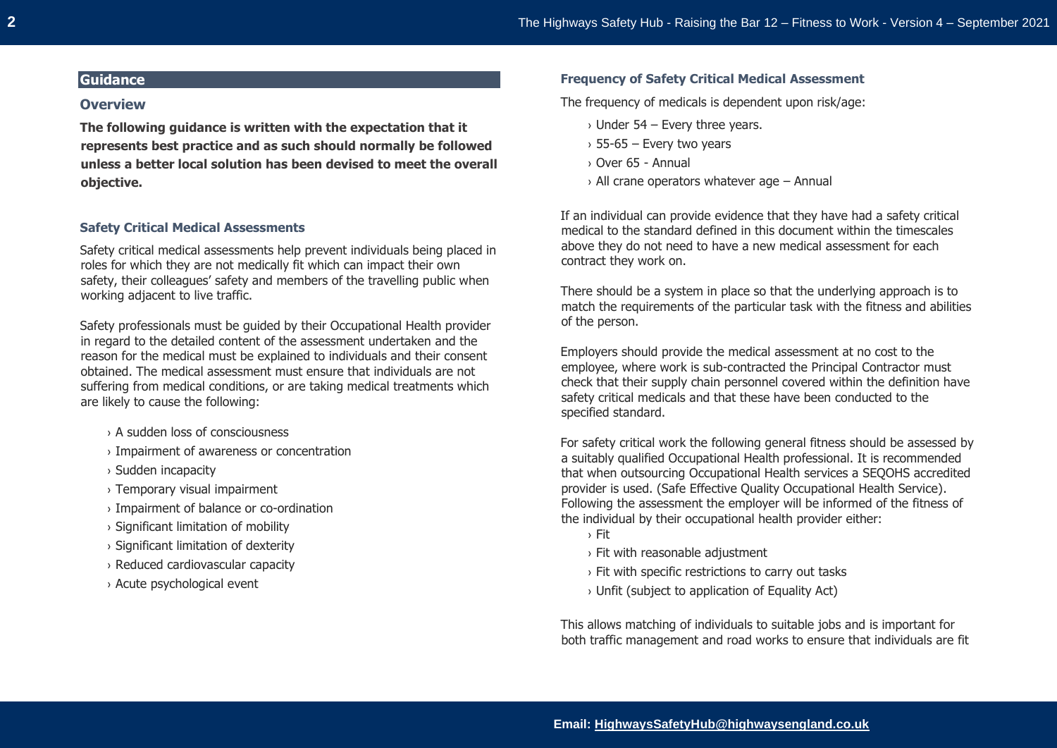## Guidance

### Overview

**The following guidance is written with the expectation that it represents best practice and as such should normally be followed unless a better local solution has been devised to meet the overall objective.**

### Safety Critical Medical Assessments

Safety critical medical assessments help prevent individuals being placed in roles for which they are not medically fit which can impact their own safety, their colleagues' safety and members of the travelling public when working adjacent to live traffic.

Safety professionals must be guided by their Occupational Health provider in regard to the detailed content of the assessment undertaken and the reason for the medical must be explained to individuals and their consent obtained. The medical assessment must ensure that individuals are not suffering from medical conditions, or are taking medical treatments which are likely to cause the following:

- A sudden loss of consciousness
- Impairment of awareness or concentration
- Sudden incapacity
- Temporary visual impairment
- Impairment of balance or co-ordination
- Significant limitation of mobility
- Significant limitation of dexterity
- Reduced cardiovascular capacity
- Acute psychological event

### Frequency of Safety Critical Medical Assessment

The frequency of medicals is dependent upon risk/age:

- Under 54 – Every three years.
- 55-65 – Every two years
- Over 65 - Annual
- All crane operators whatever age – Annual

If an individual can provide evidence that they have had a safety critical medical to the standard defined in this document within the timescales above they do not need to have a new medical assessment for each contract they work on.

There should be a system in place so that the underlying approach is to match the requirements of the particular task with the fitness and abilities of the person.

Employers should provide the medical assessment at no cost to the employee, where work is sub-contracted the Principal Contractor must check that their supply chain personnel covered within the definition have safety critical medicals and that these have been conducted to the specified standard.

For safety critical work the following general fitness should be assessed by a suitably qualified Occupational Health professional. It is recommended that when outsourcing Occupational Health services a SEQOHS accredited provider is used. (Safe Effective Quality Occupational Health Service). Following the assessment the employer will be informed of the fitness of the individual by their occupational health provider either:

- Fit
- Fit with reasonable adjustment
- Fit with specific restrictions to carry out tasks
- Unfit (subject to application of Equality Act)

This allows matching of individuals to suitable jobs and is important for both traffic management and road works to ensure that individuals are fit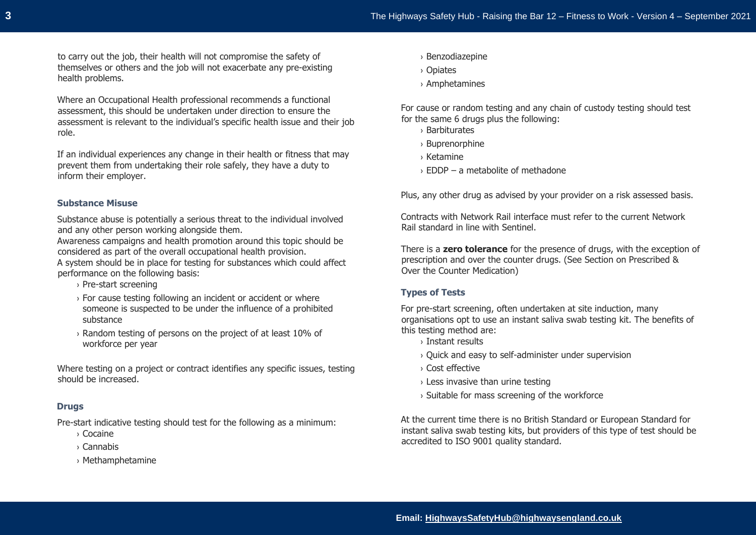to carry out the job, their health will not compromise the safety of themselves or others and the job will not exacerbate any pre-existing health problems.

Where an Occupational Health professional recommends a functional assessment, this should be undertaken under direction to ensure the assessment is relevant to the individual's specific health issue and their job role.

If an individual experiences any change in their health or fitness that may prevent them from undertaking their role safely, they have a duty to inform their employer.

### Substance Misuse

Substance abuse is potentially a serious threat to the individual involved and any other person working alongside them.
Awareness campaigns and health promotion around this topic should be considered as part of the overall occupational health provision.
A system should be in place for testing for substances which could affect performance on the following basis:

- Pre-start screening
- For cause testing following an incident or accident or where someone is suspected to be under the influence of a prohibited substance
- Random testing of persons on the project of at least 10% of workforce per year

Where testing on a project or contract identifies any specific issues, testing should be increased.

### Drugs

Pre-start indicative testing should test for the following as a minimum:

- Cocaine
- Cannabis
- Methamphetamine
- Benzodiazepine
- Opiates
- Amphetamines

For cause or random testing and any chain of custody testing should test for the same 6 drugs plus the following:

- Barbiturates
- Buprenorphine
- Ketamine
- EDDP – a metabolite of methadone

Plus, any other drug as advised by your provider on a risk assessed basis.

Contracts with Network Rail interface must refer to the current Network Rail standard in line with Sentinel.

There is a **zero tolerance** for the presence of drugs, with the exception of prescription and over the counter drugs. (See Section on Prescribed & Over the Counter Medication)

### Types of Tests

For pre-start screening, often undertaken at site induction, many organisations opt to use an instant saliva swab testing kit. The benefits of this testing method are:

- Instant results
- Quick and easy to self-administer under supervision
- Cost effective
- Less invasive than urine testing
- Suitable for mass screening of the workforce

At the current time there is no British Standard or European Standard for instant saliva swab testing kits, but providers of this type of test should be accredited to ISO 9001 quality standard.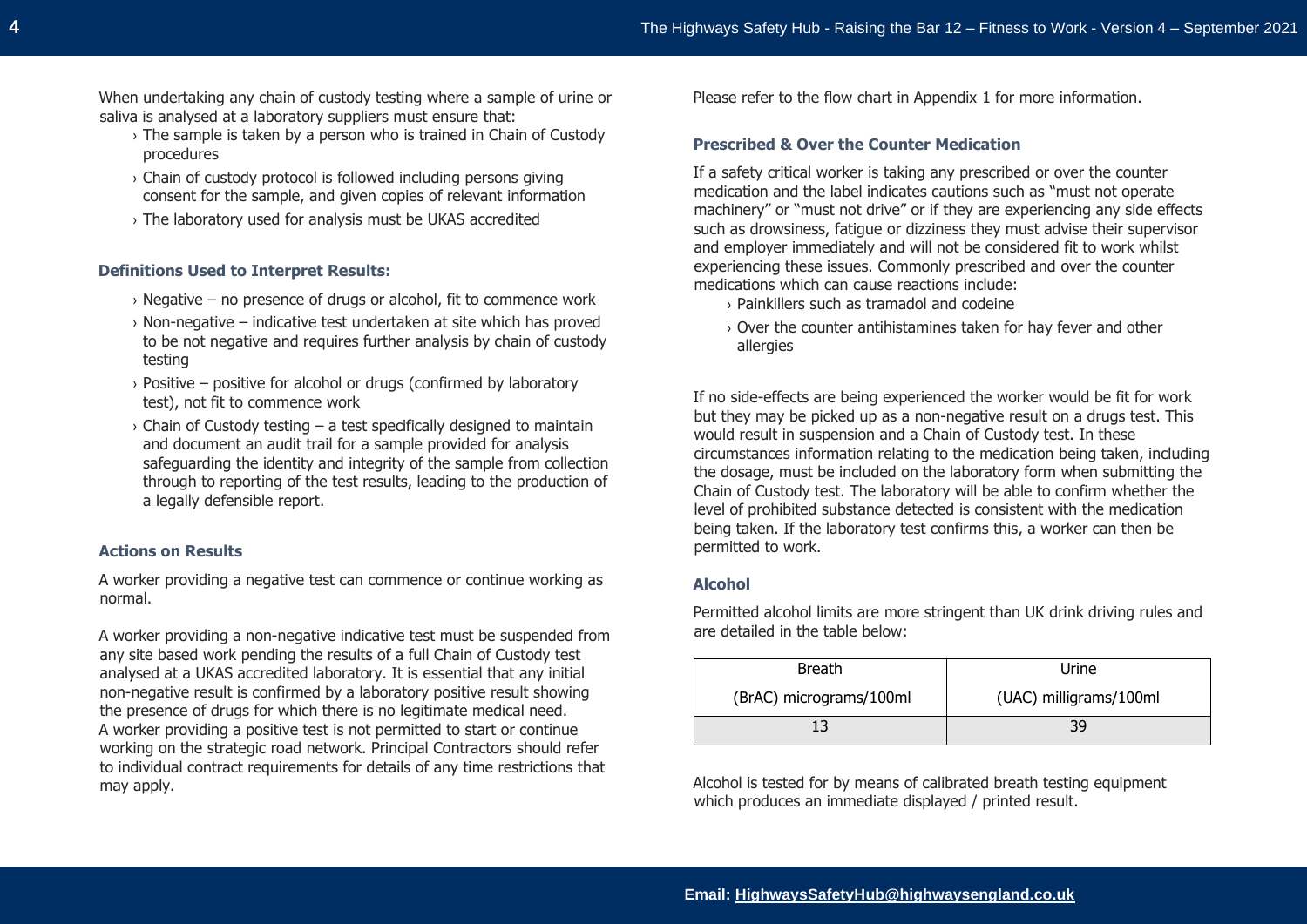When undertaking any chain of custody testing where a sample of urine or saliva is analysed at a laboratory suppliers must ensure that:

- The sample is taken by a person who is trained in Chain of Custody procedures
- Chain of custody protocol is followed including persons giving consent for the sample, and given copies of relevant information
- The laboratory used for analysis must be UKAS accredited

### Definitions Used to Interpret Results:

- Negative – no presence of drugs or alcohol, fit to commence work
- Non-negative – indicative test undertaken at site which has proved to be not negative and requires further analysis by chain of custody testing
- Positive – positive for alcohol or drugs (confirmed by laboratory test), not fit to commence work
- Chain of Custody testing – a test specifically designed to maintain and document an audit trail for a sample provided for analysis safeguarding the identity and integrity of the sample from collection through to reporting of the test results, leading to the production of a legally defensible report.

### Actions on Results

A worker providing a negative test can commence or continue working as normal.

A worker providing a non-negative indicative test must be suspended from any site based work pending the results of a full Chain of Custody test analysed at a UKAS accredited laboratory. It is essential that any initial non-negative result is confirmed by a laboratory positive result showing the presence of drugs for which there is no legitimate medical need.
A worker providing a positive test is not permitted to start or continue working on the strategic road network. Principal Contractors should refer to individual contract requirements for details of any time restrictions that may apply.

Please refer to the flow chart in Appendix 1 for more information.

### Prescribed & Over the Counter Medication

If a safety critical worker is taking any prescribed or over the counter medication and the label indicates cautions such as "must not operate machinery" or "must not drive" or if they are experiencing any side effects such as drowsiness, fatigue or dizziness they must advise their supervisor and employer immediately and will not be considered fit to work whilst experiencing these issues. Commonly prescribed and over the counter medications which can cause reactions include:

- Painkillers such as tramadol and codeine
- Over the counter antihistamines taken for hay fever and other allergies

If no side-effects are being experienced the worker would be fit for work but they may be picked up as a non-negative result on a drugs test. This would result in suspension and a Chain of Custody test. In these circumstances information relating to the medication being taken, including the dosage, must be included on the laboratory form when submitting the Chain of Custody test. The laboratory will be able to confirm whether the level of prohibited substance detected is consistent with the medication being taken. If the laboratory test confirms this, a worker can then be permitted to work.

### Alcohol

Permitted alcohol limits are more stringent than UK drink driving rules and are detailed in the table below:

| Breath<br>(BrAC) micrograms/100ml | Urine<br>(UAC) milligrams/100ml |
|---|---|
| 13 | 39 |

Alcohol is tested for by means of calibrated breath testing equipment which produces an immediate displayed / printed result.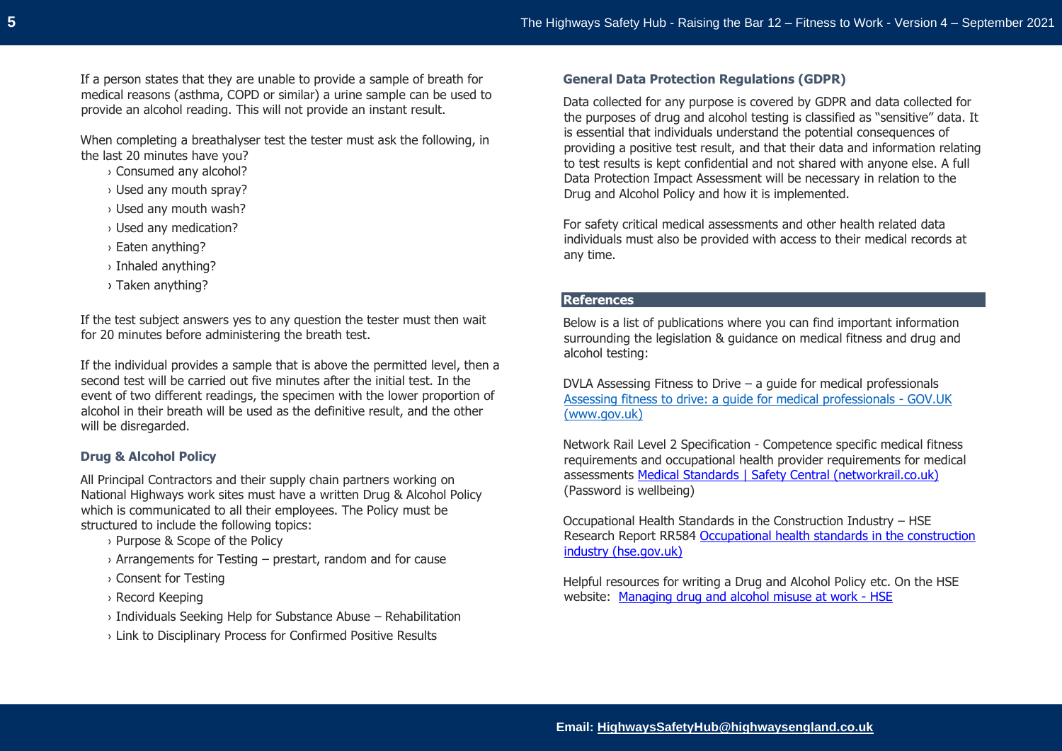If a person states that they are unable to provide a sample of breath for medical reasons (asthma, COPD or similar) a urine sample can be used to provide an alcohol reading. This will not provide an instant result.

When completing a breathalyser test the tester must ask the following, in the last 20 minutes have you?

- Consumed any alcohol?
- Used any mouth spray?
- Used any mouth wash?
- Used any medication?
- Eaten anything?
- Inhaled anything?
- Taken anything?

If the test subject answers yes to any question the tester must then wait for 20 minutes before administering the breath test.

If the individual provides a sample that is above the permitted level, then a second test will be carried out five minutes after the initial test. In the event of two different readings, the specimen with the lower proportion of alcohol in their breath will be used as the definitive result, and the other will be disregarded.

### Drug & Alcohol Policy

All Principal Contractors and their supply chain partners working on National Highways work sites must have a written Drug & Alcohol Policy which is communicated to all their employees. The Policy must be structured to include the following topics:

- Purpose & Scope of the Policy
- Arrangements for Testing – prestart, random and for cause
- Consent for Testing
- Record Keeping
- Individuals Seeking Help for Substance Abuse – Rehabilitation
- Link to Disciplinary Process for Confirmed Positive Results

### General Data Protection Regulations (GDPR)

Data collected for any purpose is covered by GDPR and data collected for the purposes of drug and alcohol testing is classified as "sensitive" data. It is essential that individuals understand the potential consequences of providing a positive test result, and that their data and information relating to test results is kept confidential and not shared with anyone else. A full Data Protection Impact Assessment will be necessary in relation to the Drug and Alcohol Policy and how it is implemented.

For safety critical medical assessments and other health related data individuals must also be provided with access to their medical records at any time.

## References

Below is a list of publications where you can find important information surrounding the legislation & guidance on medical fitness and drug and alcohol testing:

DVLA Assessing Fitness to Drive – a guide for medical professionals
Assessing fitness to drive: a guide for medical professionals - GOV.UK (www.gov.uk)

Network Rail Level 2 Specification - Competence specific medical fitness requirements and occupational health provider requirements for medical assessments Medical Standards | Safety Central (networkrail.co.uk) (Password is wellbeing)

Occupational Health Standards in the Construction Industry – HSE Research Report RR584 Occupational health standards in the construction industry (hse.gov.uk)

Helpful resources for writing a Drug and Alcohol Policy etc. On the HSE website: Managing drug and alcohol misuse at work - HSE

**Email: HighwaysSafetyHub@highwaysengland.co.uk**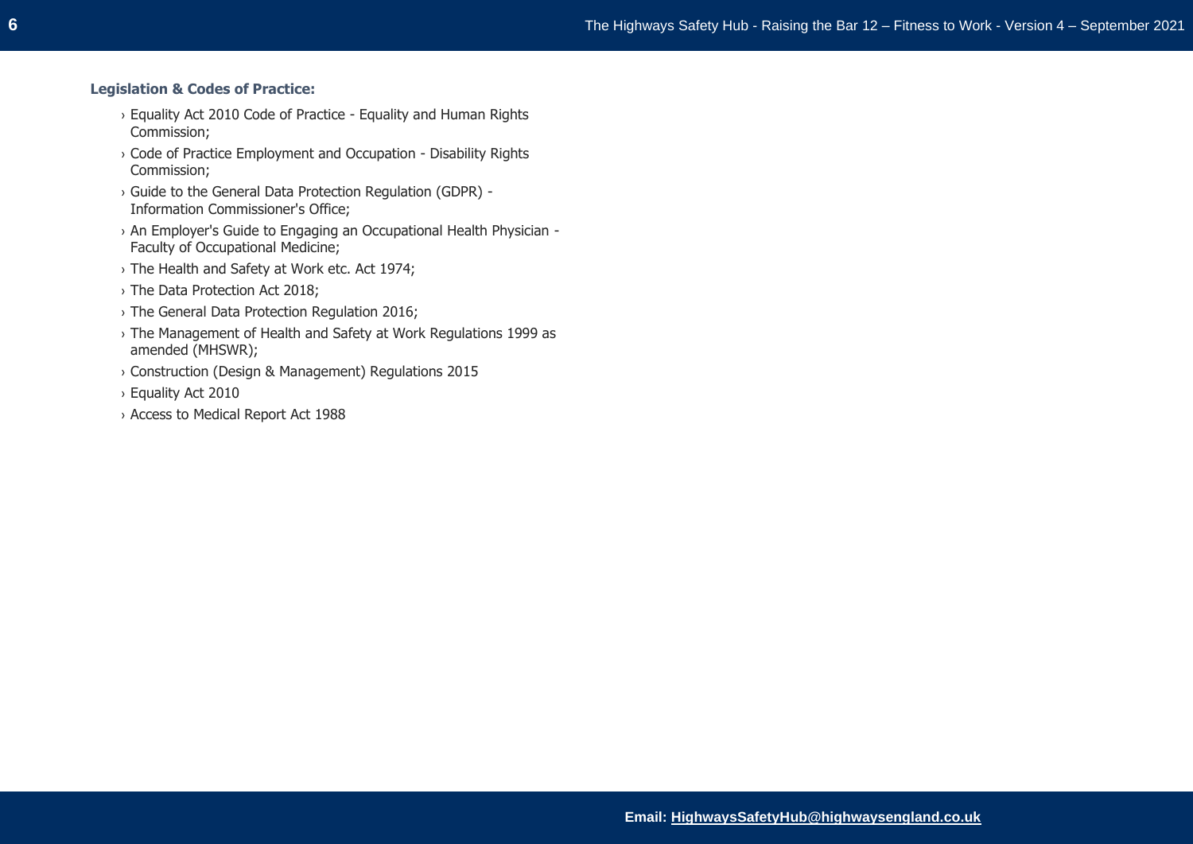**Legislation & Codes of Practice:**

- Equality Act 2010 Code of Practice - Equality and Human Rights Commission;
- Code of Practice Employment and Occupation - Disability Rights Commission;
- Guide to the General Data Protection Regulation (GDPR) - Information Commissioner's Office;
- An Employer's Guide to Engaging an Occupational Health Physician - Faculty of Occupational Medicine;
- The Health and Safety at Work etc. Act 1974;
- The Data Protection Act 2018;
- The General Data Protection Regulation 2016;
- The Management of Health and Safety at Work Regulations 1999 as amended (MHSWR);
- Construction (Design & Management) Regulations 2015
- Equality Act 2010
- Access to Medical Report Act 1988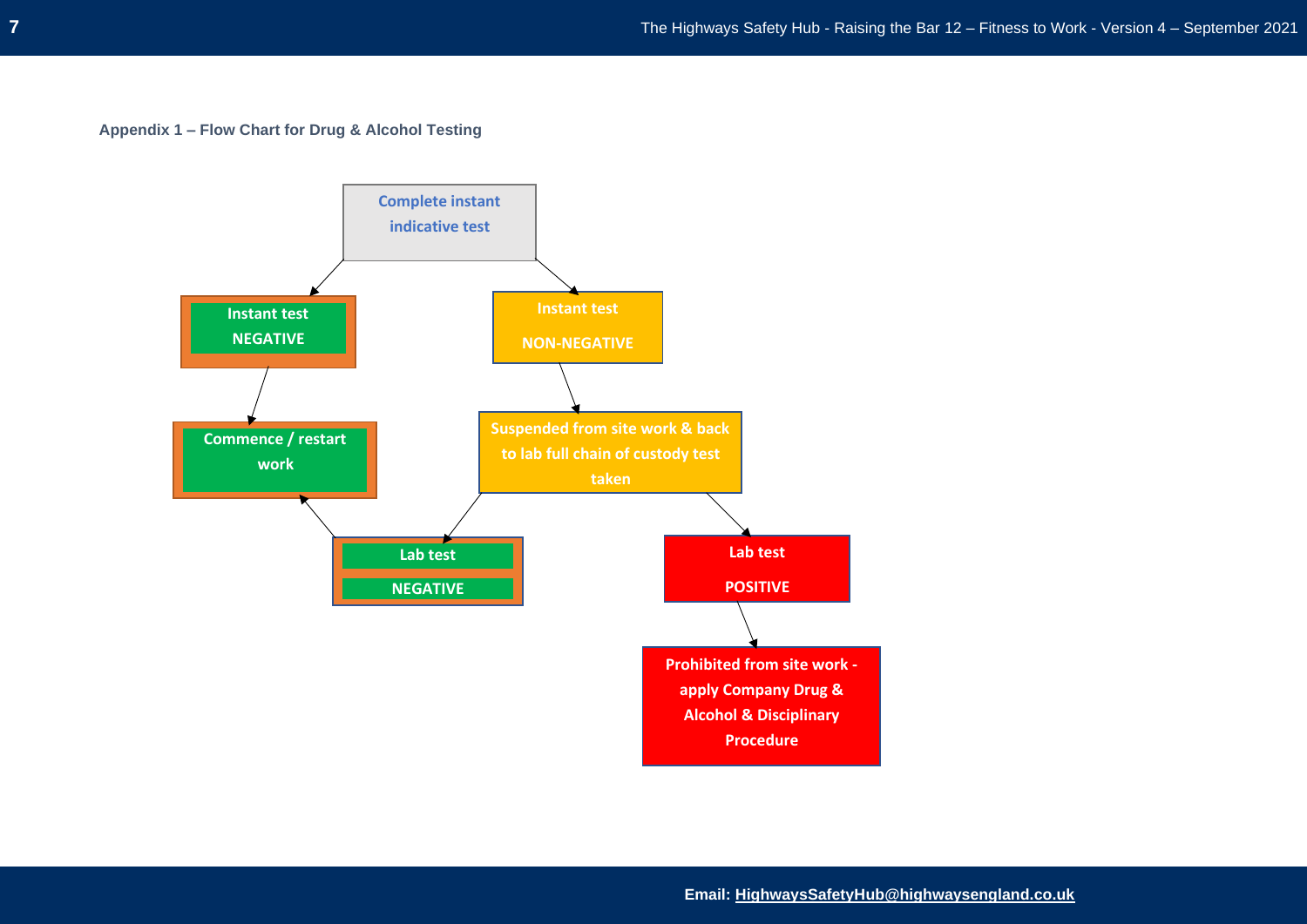Appendix 1 – Flow Chart for Drug & Alcohol Testing

Complete instant indicative test

Instant test NEGATIVE

Instant test NON-NEGATIVE

Commence / restart work

Suspended from site work & back to lab full chain of custody test taken

Lab test NEGATIVE

Lab test POSITIVE

Prohibited from site work - apply Company Drug & Alcohol & Disciplinary Procedure

Email: HighwaysSafetyHub@highwaysengland.co.uk